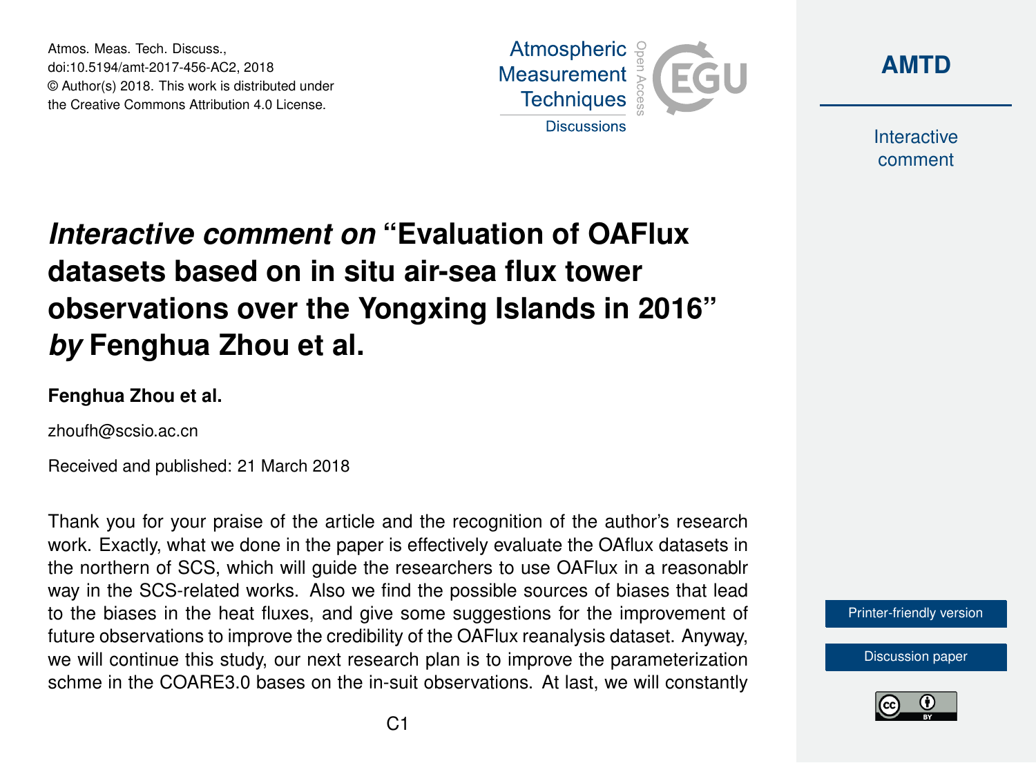# *Interactive comment on* "Evaluation of OAFlux datasets based on in situ air-sea flux tower observations over the Yongxing Islands in 2016" *by* Fenghua Zhou et al.

**Fenghua Zhou et al.**

zhoufh@scsio.ac.cn

Received and published: 21 March 2018

Thank you for your praise of the article and the recognition of the author's research work. Exactly, what we done in the paper is effectively evaluate the OAflux datasets in the northern of SCS, which will guide the researchers to use OAFlux in a reasonablr way in the SCS-related works. Also we find the possible sources of biases that lead to the biases in the heat fluxes, and give some suggestions for the improvement of future observations to improve the credibility of the OAFlux reanalysis dataset. Anyway, we will continue this study, our next research plan is to improve the parameterization schme in the COARE3.0 bases on the in-suit observations. At last, we will constantly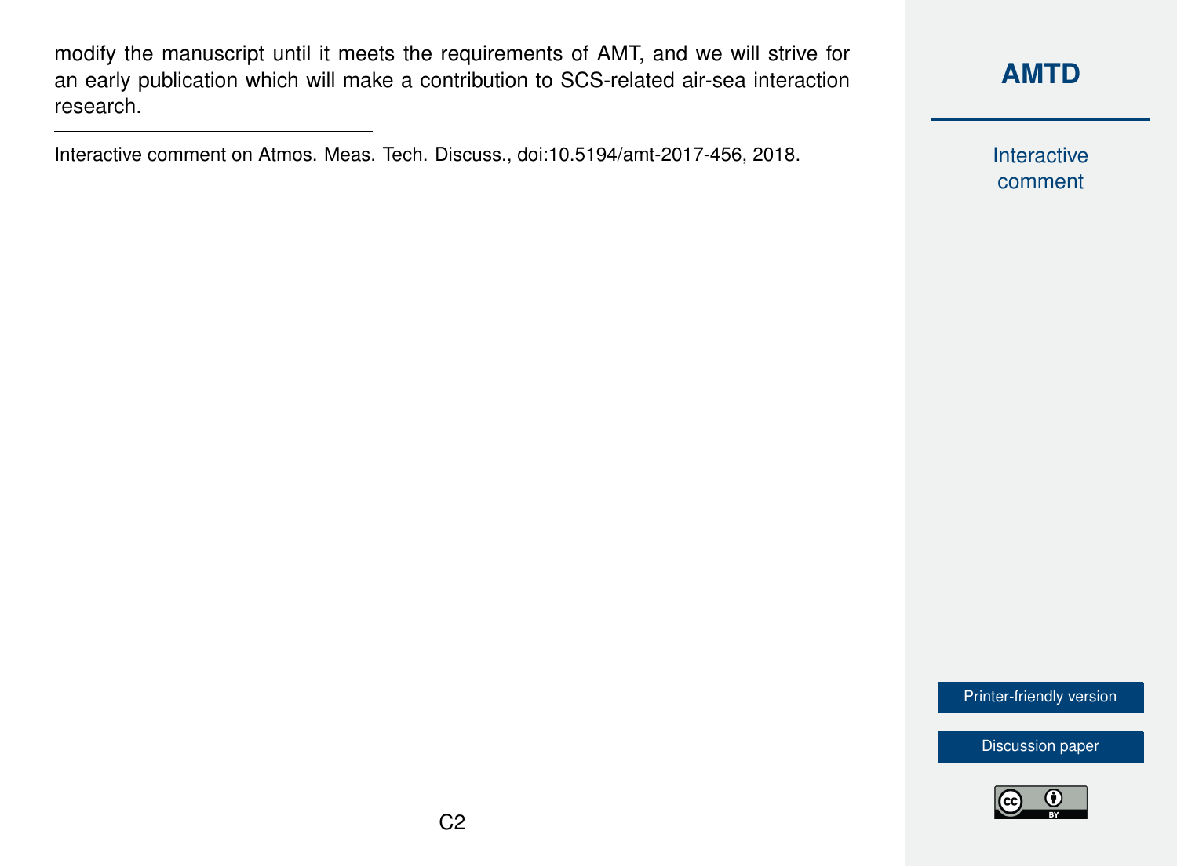modify the manuscript until it meets the requirements of AMT, and we will strive for an early publication which will make a contribution to SCS-related air-sea interaction research.

---

Interactive comment on Atmos. Meas. Tech. Discuss., doi:10.5194/amt-2017-456, 2018.